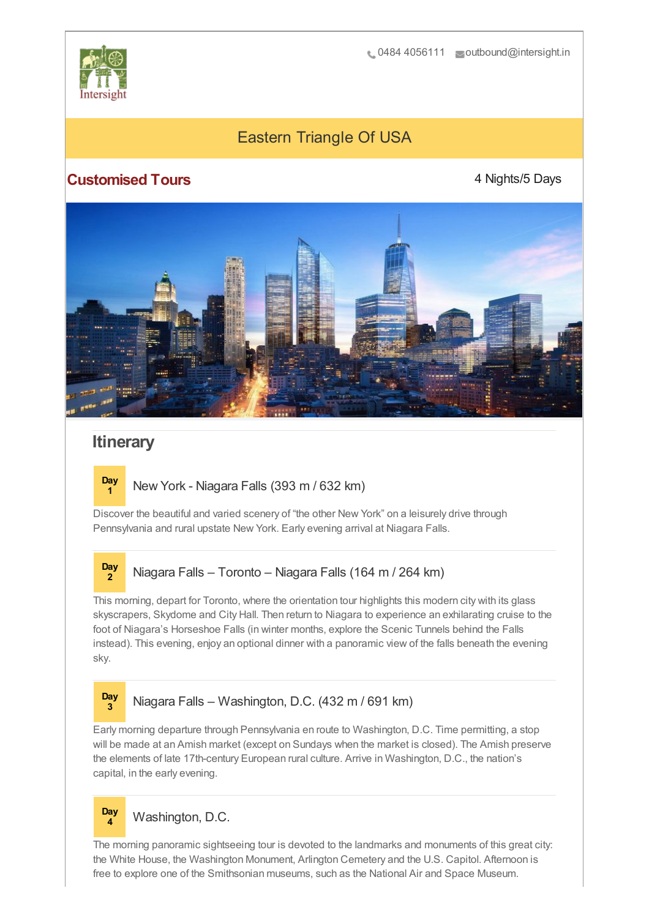0484 4056111 outbound@intersight.in

# Eastern Triangle Of USA

**Customised Tours**

4 Nights/5 Days

## Itinerary

### Day 1 New York - Niagara Falls (393 m / 632 km)

Discover the beautiful and varied scenery of "the other New York" on a leisurely drive through Pennsylvania and rural upstate New York. Early evening arrival at Niagara Falls.

### Day 2 Niagara Falls – Toronto – Niagara Falls (164 m / 264 km)

This morning, depart for Toronto, where the orientation tour highlights this modern city with its glass skyscrapers, Skydome and City Hall. Then return to Niagara to experience an exhilarating cruise to the foot of Niagara's Horseshoe Falls (in winter months, explore the Scenic Tunnels behind the Falls instead). This evening, enjoy an optional dinner with a panoramic view of the falls beneath the evening sky.

### Day 3 Niagara Falls – Washington, D.C. (432 m / 691 km)

Early morning departure through Pennsylvania en route to Washington, D.C. Time permitting, a stop will be made at an Amish market (except on Sundays when the market is closed). The Amish preserve the elements of late 17th-century European rural culture. Arrive in Washington, D.C., the nation's capital, in the early evening.

### Day 4 Washington, D.C.

The morning panoramic sightseeing tour is devoted to the landmarks and monuments of this great city: the White House, the Washington Monument, Arlington Cemetery and the U.S. Capitol. Afternoon is free to explore one of the Smithsonian museums, such as the National Air and Space Museum.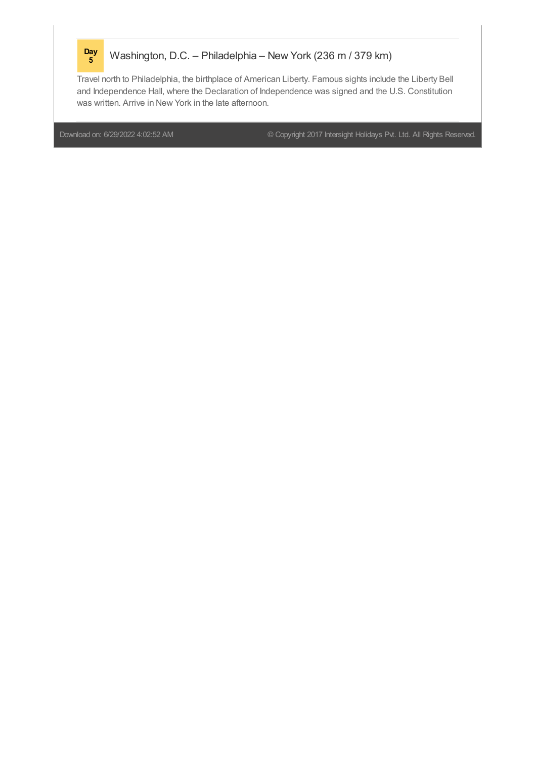## Day 5 Washington, D.C. – Philadelphia – New York (236 m / 379 km)

Travel north to Philadelphia, the birthplace of American Liberty. Famous sights include the Liberty Bell and Independence Hall, where the Declaration of Independence was signed and the U.S. Constitution was written. Arrive in New York in the late afternoon.

Download on: 6/29/2022 4:02:52 AM

© Copyright 2017 Intersight Holidays Pvt. Ltd. All Rights Reserved.